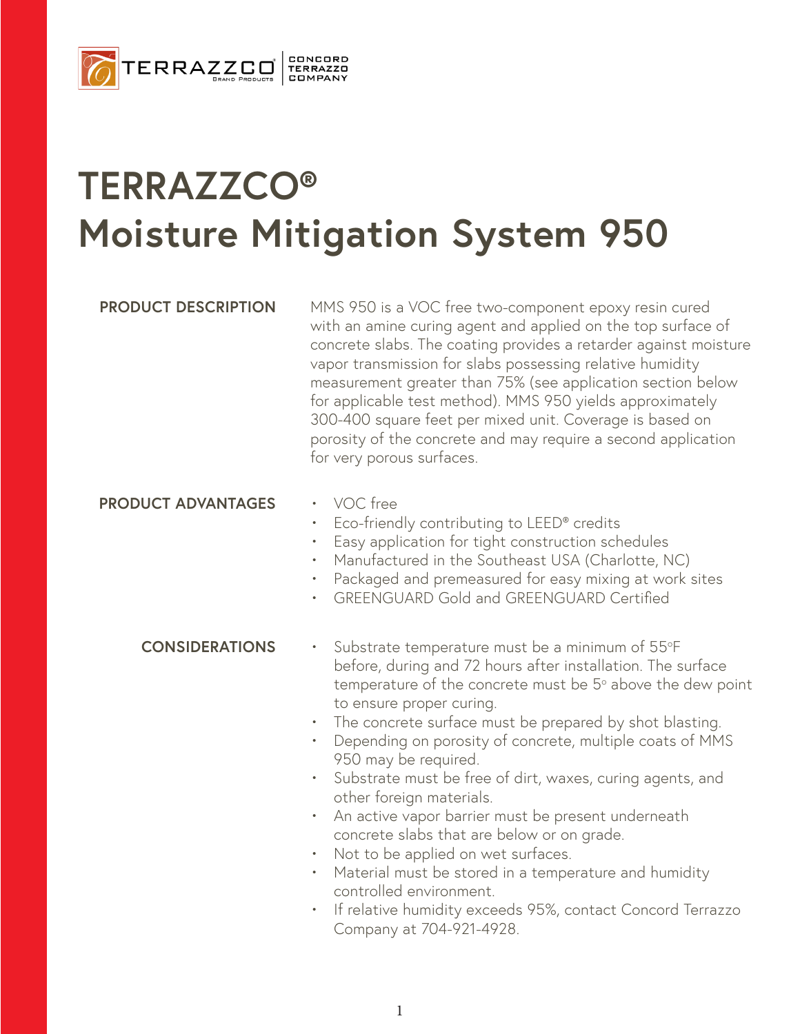# TERRAZZCO®
# Moisture Mitigation System 950

**PRODUCT DESCRIPTION**

MMS 950 is a VOC free two-component epoxy resin cured with an amine curing agent and applied on the top surface of concrete slabs. The coating provides a retarder against moisture vapor transmission for slabs possessing relative humidity measurement greater than 75% (see application section below for applicable test method). MMS 950 yields approximately 300-400 square feet per mixed unit. Coverage is based on porosity of the concrete and may require a second application for very porous surfaces.

**PRODUCT ADVANTAGES**

- VOC free
- Eco-friendly contributing to LEED® credits
- Easy application for tight construction schedules
- Manufactured in the Southeast USA (Charlotte, NC)
- Packaged and premeasured for easy mixing at work sites
- GREENGUARD Gold and GREENGUARD Certified

**CONSIDERATIONS**

- Substrate temperature must be a minimum of 55°F before, during and 72 hours after installation. The surface temperature of the concrete must be 5° above the dew point to ensure proper curing.
- The concrete surface must be prepared by shot blasting.
- Depending on porosity of concrete, multiple coats of MMS 950 may be required.
- Substrate must be free of dirt, waxes, curing agents, and other foreign materials.
- An active vapor barrier must be present underneath concrete slabs that are below or on grade.
- Not to be applied on wet surfaces.
- Material must be stored in a temperature and humidity controlled environment.
- If relative humidity exceeds 95%, contact Concord Terrazzo Company at 704-921-4928.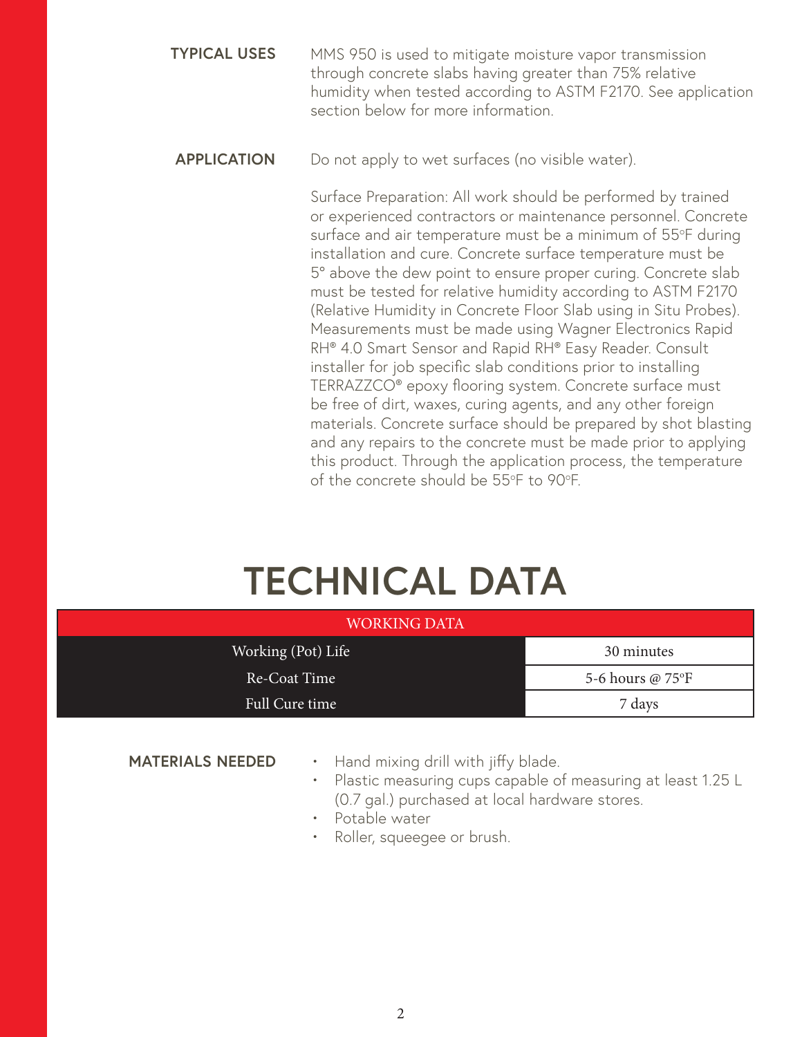**TYPICAL USES**

MMS 950 is used to mitigate moisture vapor transmission through concrete slabs having greater than 75% relative humidity when tested according to ASTM F2170. See application section below for more information.

**APPLICATION**

Do not apply to wet surfaces (no visible water).

Surface Preparation: All work should be performed by trained or experienced contractors or maintenance personnel. Concrete surface and air temperature must be a minimum of 55°F during installation and cure. Concrete surface temperature must be 5° above the dew point to ensure proper curing. Concrete slab must be tested for relative humidity according to ASTM F2170 (Relative Humidity in Concrete Floor Slab using in Situ Probes). Measurements must be made using Wagner Electronics Rapid RH® 4.0 Smart Sensor and Rapid RH® Easy Reader. Consult installer for job specific slab conditions prior to installing TERRAZZCO® epoxy flooring system. Concrete surface must be free of dirt, waxes, curing agents, and any other foreign materials. Concrete surface should be prepared by shot blasting and any repairs to the concrete must be made prior to applying this product. Through the application process, the temperature of the concrete should be 55°F to 90°F.

# TECHNICAL DATA

| WORKING DATA | |
|---|---|
| Working (Pot) Life | 30 minutes |
| Re-Coat Time | 5-6 hours @ 75°F |
| Full Cure time | 7 days |

**MATERIALS NEEDED**

- Hand mixing drill with jiffy blade.
- Plastic measuring cups capable of measuring at least 1.25 L (0.7 gal.) purchased at local hardware stores.
- Potable water
- Roller, squeegee or brush.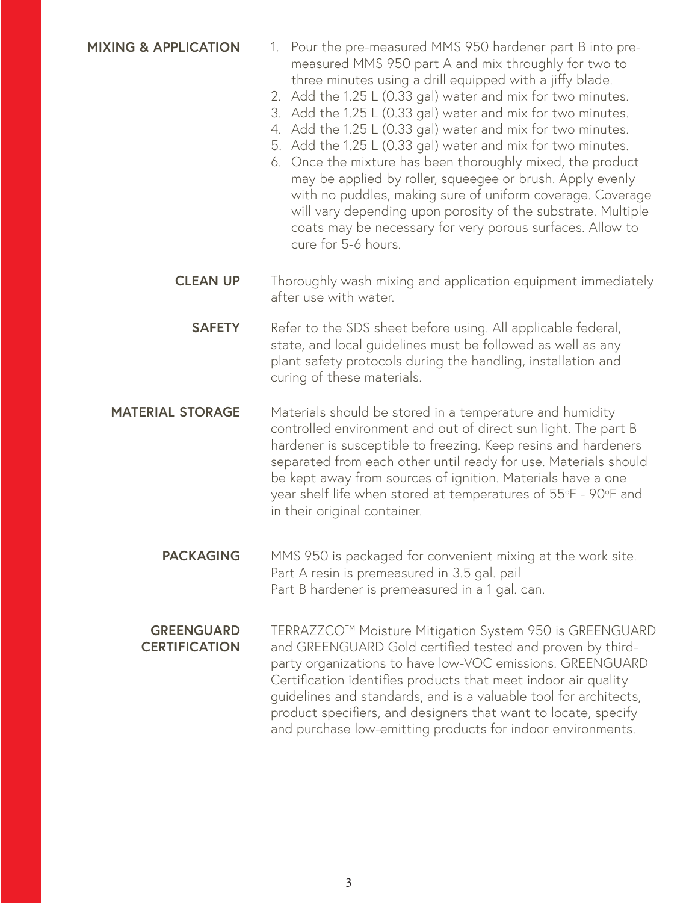## MIXING & APPLICATION

1. Pour the pre-measured MMS 950 hardener part B into pre-measured MMS 950 part A and mix throughly for two to three minutes using a drill equipped with a jiffy blade.
2. Add the 1.25 L (0.33 gal) water and mix for two minutes.
3. Add the 1.25 L (0.33 gal) water and mix for two minutes.
4. Add the 1.25 L (0.33 gal) water and mix for two minutes.
5. Add the 1.25 L (0.33 gal) water and mix for two minutes.
6. Once the mixture has been thoroughly mixed, the product may be applied by roller, squeegee or brush. Apply evenly with no puddles, making sure of uniform coverage. Coverage will vary depending upon porosity of the substrate. Multiple coats may be necessary for very porous surfaces. Allow to cure for 5-6 hours.

## CLEAN UP

Thoroughly wash mixing and application equipment immediately after use with water.

## SAFETY

Refer to the SDS sheet before using. All applicable federal, state, and local guidelines must be followed as well as any plant safety protocols during the handling, installation and curing of these materials.

## MATERIAL STORAGE

Materials should be stored in a temperature and humidity controlled environment and out of direct sun light. The part B hardener is susceptible to freezing. Keep resins and hardeners separated from each other until ready for use. Materials should be kept away from sources of ignition. Materials have a one year shelf life when stored at temperatures of 55°F - 90°F and in their original container.

## PACKAGING

MMS 950 is packaged for convenient mixing at the work site.
Part A resin is premeasured in 3.5 gal. pail
Part B hardener is premeasured in a 1 gal. can.

## GREENGUARD CERTIFICATION

TERRAZZCO™ Moisture Mitigation System 950 is GREENGUARD and GREENGUARD Gold certified tested and proven by third-party organizations to have low-VOC emissions. GREENGUARD Certification identifies products that meet indoor air quality guidelines and standards, and is a valuable tool for architects, product specifiers, and designers that want to locate, specify and purchase low-emitting products for indoor environments.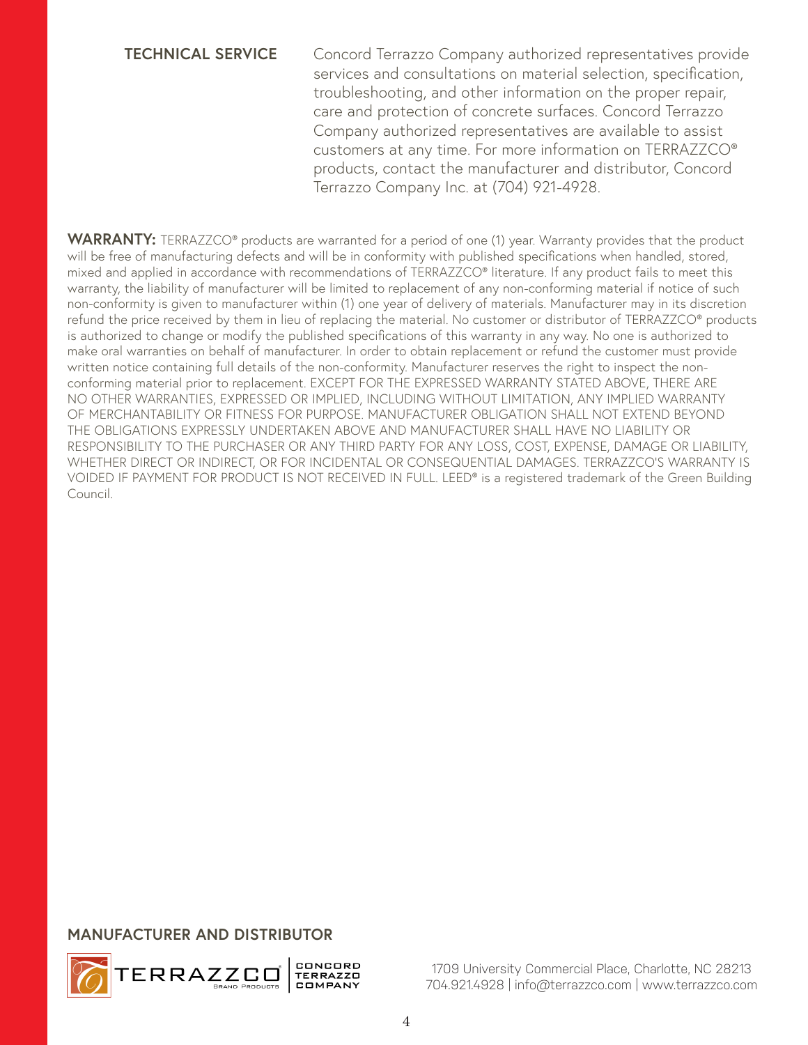**TECHNICAL SERVICE**

Concord Terrazzo Company authorized representatives provide services and consultations on material selection, specification, troubleshooting, and other information on the proper repair, care and protection of concrete surfaces. Concord Terrazzo Company authorized representatives are available to assist customers at any time. For more information on TERRAZZCO® products, contact the manufacturer and distributor, Concord Terrazzo Company Inc. at (704) 921-4928.

**WARRANTY:** TERRAZZCO® products are warranted for a period of one (1) year. Warranty provides that the product will be free of manufacturing defects and will be in conformity with published specifications when handled, stored, mixed and applied in accordance with recommendations of TERRAZZCO® literature. If any product fails to meet this warranty, the liability of manufacturer will be limited to replacement of any non-conforming material if notice of such non-conformity is given to manufacturer within (1) one year of delivery of materials. Manufacturer may in its discretion refund the price received by them in lieu of replacing the material. No customer or distributor of TERRAZZCO® products is authorized to change or modify the published specifications of this warranty in any way. No one is authorized to make oral warranties on behalf of manufacturer. In order to obtain replacement or refund the customer must provide written notice containing full details of the non-conformity. Manufacturer reserves the right to inspect the non-conforming material prior to replacement. EXCEPT FOR THE EXPRESSED WARRANTY STATED ABOVE, THERE ARE NO OTHER WARRANTIES, EXPRESSED OR IMPLIED, INCLUDING WITHOUT LIMITATION, ANY IMPLIED WARRANTY OF MERCHANTABILITY OR FITNESS FOR PURPOSE. MANUFACTURER OBLIGATION SHALL NOT EXTEND BEYOND THE OBLIGATIONS EXPRESSLY UNDERTAKEN ABOVE AND MANUFACTURER SHALL HAVE NO LIABILITY OR RESPONSIBILITY TO THE PURCHASER OR ANY THIRD PARTY FOR ANY LOSS, COST, EXPENSE, DAMAGE OR LIABILITY, WHETHER DIRECT OR INDIRECT, OR FOR INCIDENTAL OR CONSEQUENTIAL DAMAGES. TERRAZZCO'S WARRANTY IS VOIDED IF PAYMENT FOR PRODUCT IS NOT RECEIVED IN FULL. LEED® is a registered trademark of the Green Building Council.

## MANUFACTURER AND DISTRIBUTOR

TERRAZZCO® Brand Products | Concord Terrazzo Company

1709 University Commercial Place, Charlotte, NC 28213
704.921.4928 | info@terrazzco.com | www.terrazzco.com